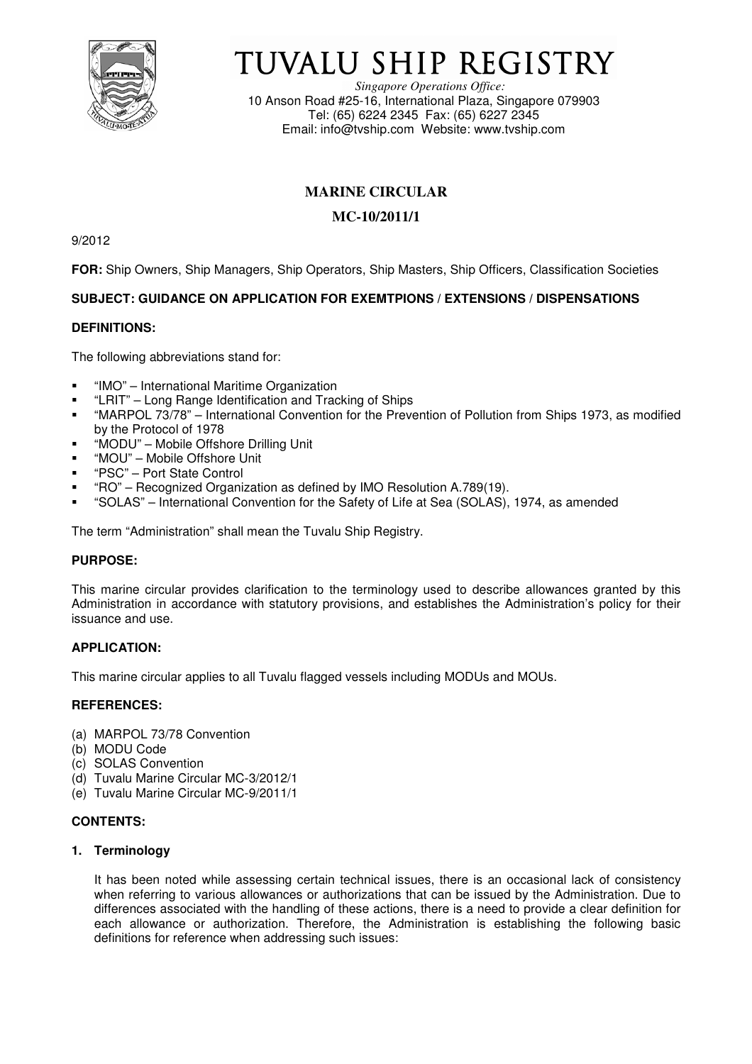# TUVALU SHIP REGISTRY

*Singapore Operations Office:*
10 Anson Road #25-16, International Plaza, Singapore 079903
Tel: (65) 6224 2345 Fax: (65) 6227 2345
Email: info@tvship.com Website: www.tvship.com

## MARINE CIRCULAR

## MC-10/2011/1

9/2012

**FOR:** Ship Owners, Ship Managers, Ship Operators, Ship Masters, Ship Officers, Classification Societies

**SUBJECT: GUIDANCE ON APPLICATION FOR EXEMTPIONS / EXTENSIONS / DISPENSATIONS**

**DEFINITIONS:**

The following abbreviations stand for:

- "IMO" – International Maritime Organization
- "LRIT" – Long Range Identification and Tracking of Ships
- "MARPOL 73/78" – International Convention for the Prevention of Pollution from Ships 1973, as modified by the Protocol of 1978
- "MODU" – Mobile Offshore Drilling Unit
- "MOU" – Mobile Offshore Unit
- "PSC" – Port State Control
- "RO" – Recognized Organization as defined by IMO Resolution A.789(19).
- "SOLAS" – International Convention for the Safety of Life at Sea (SOLAS), 1974, as amended

The term "Administration" shall mean the Tuvalu Ship Registry.

**PURPOSE:**

This marine circular provides clarification to the terminology used to describe allowances granted by this Administration in accordance with statutory provisions, and establishes the Administration's policy for their issuance and use.

**APPLICATION:**

This marine circular applies to all Tuvalu flagged vessels including MODUs and MOUs.

**REFERENCES:**

(a) MARPOL 73/78 Convention
(b) MODU Code
(c) SOLAS Convention
(d) Tuvalu Marine Circular MC-3/2012/1
(e) Tuvalu Marine Circular MC-9/2011/1

**CONTENTS:**

**1. Terminology**

It has been noted while assessing certain technical issues, there is an occasional lack of consistency when referring to various allowances or authorizations that can be issued by the Administration. Due to differences associated with the handling of these actions, there is a need to provide a clear definition for each allowance or authorization. Therefore, the Administration is establishing the following basic definitions for reference when addressing such issues: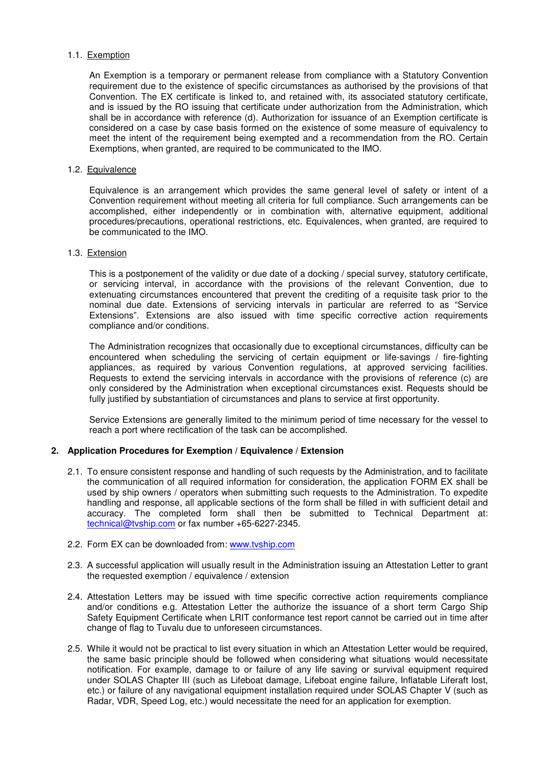### 1.1. Exemption

An Exemption is a temporary or permanent release from compliance with a Statutory Convention requirement due to the existence of specific circumstances as authorised by the provisions of that Convention. The EX certificate is linked to, and retained with, its associated statutory certificate, and is issued by the RO issuing that certificate under authorization from the Administration, which shall be in accordance with reference (d). Authorization for issuance of an Exemption certificate is considered on a case by case basis formed on the existence of some measure of equivalency to meet the intent of the requirement being exempted and a recommendation from the RO. Certain Exemptions, when granted, are required to be communicated to the IMO.

### 1.2. Equivalence

Equivalence is an arrangement which provides the same general level of safety or intent of a Convention requirement without meeting all criteria for full compliance. Such arrangements can be accomplished, either independently or in combination with, alternative equipment, additional procedures/precautions, operational restrictions, etc. Equivalences, when granted, are required to be communicated to the IMO.

### 1.3. Extension

This is a postponement of the validity or due date of a docking / special survey, statutory certificate, or servicing interval, in accordance with the provisions of the relevant Convention, due to extenuating circumstances encountered that prevent the crediting of a requisite task prior to the nominal due date. Extensions of servicing intervals in particular are referred to as "Service Extensions". Extensions are also issued with time specific corrective action requirements compliance and/or conditions.

The Administration recognizes that occasionally due to exceptional circumstances, difficulty can be encountered when scheduling the servicing of certain equipment or life-savings / fire-fighting appliances, as required by various Convention regulations, at approved servicing facilities. Requests to extend the servicing intervals in accordance with the provisions of reference (c) are only considered by the Administration when exceptional circumstances exist. Requests should be fully justified by substantiation of circumstances and plans to service at first opportunity.

Service Extensions are generally limited to the minimum period of time necessary for the vessel to reach a port where rectification of the task can be accomplished.

## 2. Application Procedures for Exemption / Equivalence / Extension

2.1. To ensure consistent response and handling of such requests by the Administration, and to facilitate the communication of all required information for consideration, the application FORM EX shall be used by ship owners / operators when submitting such requests to the Administration. To expedite handling and response, all applicable sections of the form shall be filled in with sufficient detail and accuracy. The completed form shall then be submitted to Technical Department at: technical@tvship.com or fax number +65-6227-2345.

2.2. Form EX can be downloaded from: www.tvship.com

2.3. A successful application will usually result in the Administration issuing an Attestation Letter to grant the requested exemption / equivalence / extension

2.4. Attestation Letters may be issued with time specific corrective action requirements compliance and/or conditions e.g. Attestation Letter the authorize the issuance of a short term Cargo Ship Safety Equipment Certificate when LRIT conformance test report cannot be carried out in time after change of flag to Tuvalu due to unforeseen circumstances.

2.5. While it would not be practical to list every situation in which an Attestation Letter would be required, the same basic principle should be followed when considering what situations would necessitate notification. For example, damage to or failure of any life saving or survival equipment required under SOLAS Chapter III (such as Lifeboat damage, Lifeboat engine failure, Inflatable Liferaft lost, etc.) or failure of any navigational equipment installation required under SOLAS Chapter V (such as Radar, VDR, Speed Log, etc.) would necessitate the need for an application for exemption.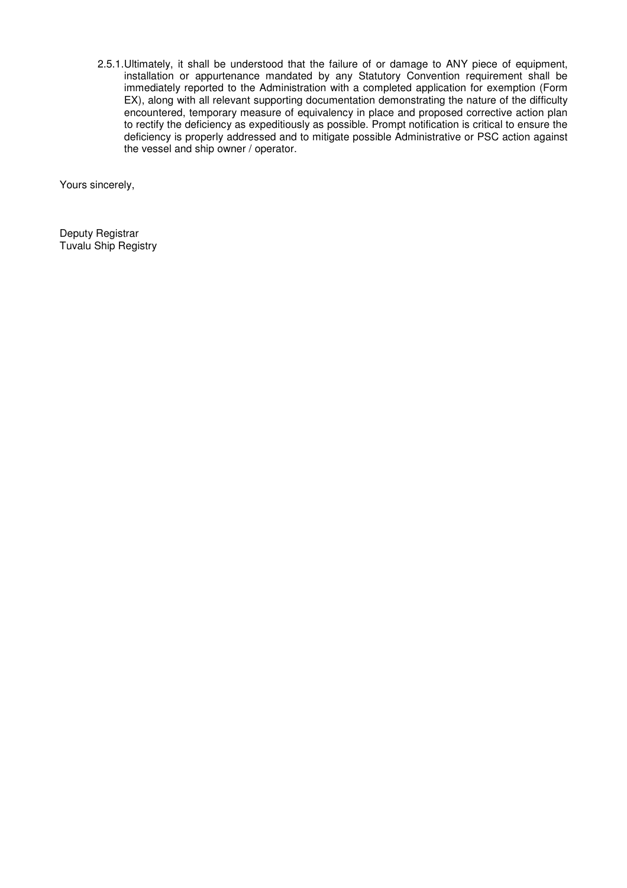2.5.1. Ultimately, it shall be understood that the failure of or damage to ANY piece of equipment, installation or appurtenance mandated by any Statutory Convention requirement shall be immediately reported to the Administration with a completed application for exemption (Form EX), along with all relevant supporting documentation demonstrating the nature of the difficulty encountered, temporary measure of equivalency in place and proposed corrective action plan to rectify the deficiency as expeditiously as possible. Prompt notification is critical to ensure the deficiency is properly addressed and to mitigate possible Administrative or PSC action against the vessel and ship owner / operator.

Yours sincerely,

Deputy Registrar
Tuvalu Ship Registry